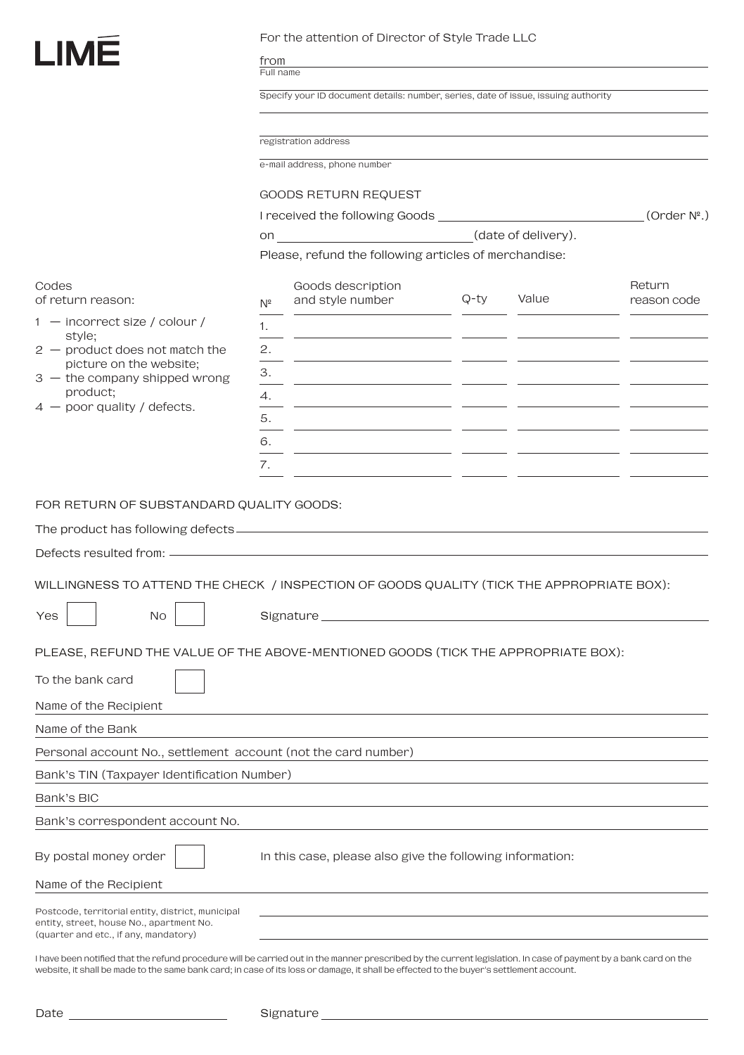LIMÉ

For the attention of Director of Style Trade LLC

from ______________________________

Full name

______________________________

Specify your ID document details: number, series, date of issue, issuing authority

______________________________

______________________________

registration address

______________________________

e-mail address, phone number

______________________________

GOODS RETURN REQUEST

I received the following Goods ______________________________ (Order №.)

on ______________________________ (date of delivery).

Please, refund the following articles of merchandise:

Codes of return reason:

1 — incorrect size / colour / style;
2 — product does not match the picture on the website;
3 — the company shipped wrong product;
4 — poor quality / defects.

| № | Goods description and style number | Q-ty | Value | Return reason code |
|---|---|---|---|---|
| 1. | | | | |
| 2. | | | | |
| 3. | | | | |
| 4. | | | | |
| 5. | | | | |
| 6. | | | | |
| 7. | | | | |

FOR RETURN OF SUBSTANDARD QUALITY GOODS:

The product has following defects ______________________________

Defects resulted from: ______________________________

WILLINGNESS TO ATTEND THE CHECK / INSPECTION OF GOODS QUALITY (TICK THE APPROPRIATE BOX):

Yes ☐ No ☐ Signature ______________________________

PLEASE, REFUND THE VALUE OF THE ABOVE-MENTIONED GOODS (TICK THE APPROPRIATE BOX):

To the bank card ☐

Name of the Recipient ______________________________

Name of the Bank ______________________________

Personal account No., settlement account (not the card number) ______________________________

Bank's TIN (Taxpayer Identification Number) ______________________________

Bank's BIC ______________________________

Bank's correspondent account No. ______________________________

By postal money order ☐ In this case, please also give the following information:

Name of the Recipient ______________________________

Postcode, territorial entity, district, municipal entity, street, house No., apartment No. (quarter and etc., if any, mandatory) ______________________________

______________________________

I have been notified that the refund procedure will be carried out in the manner prescribed by the current legislation. In case of payment by a bank card on the website, it shall be made to the same bank card; in case of its loss or damage, it shall be effected to the buyer's settlement account.

Date ______________________________ Signature ______________________________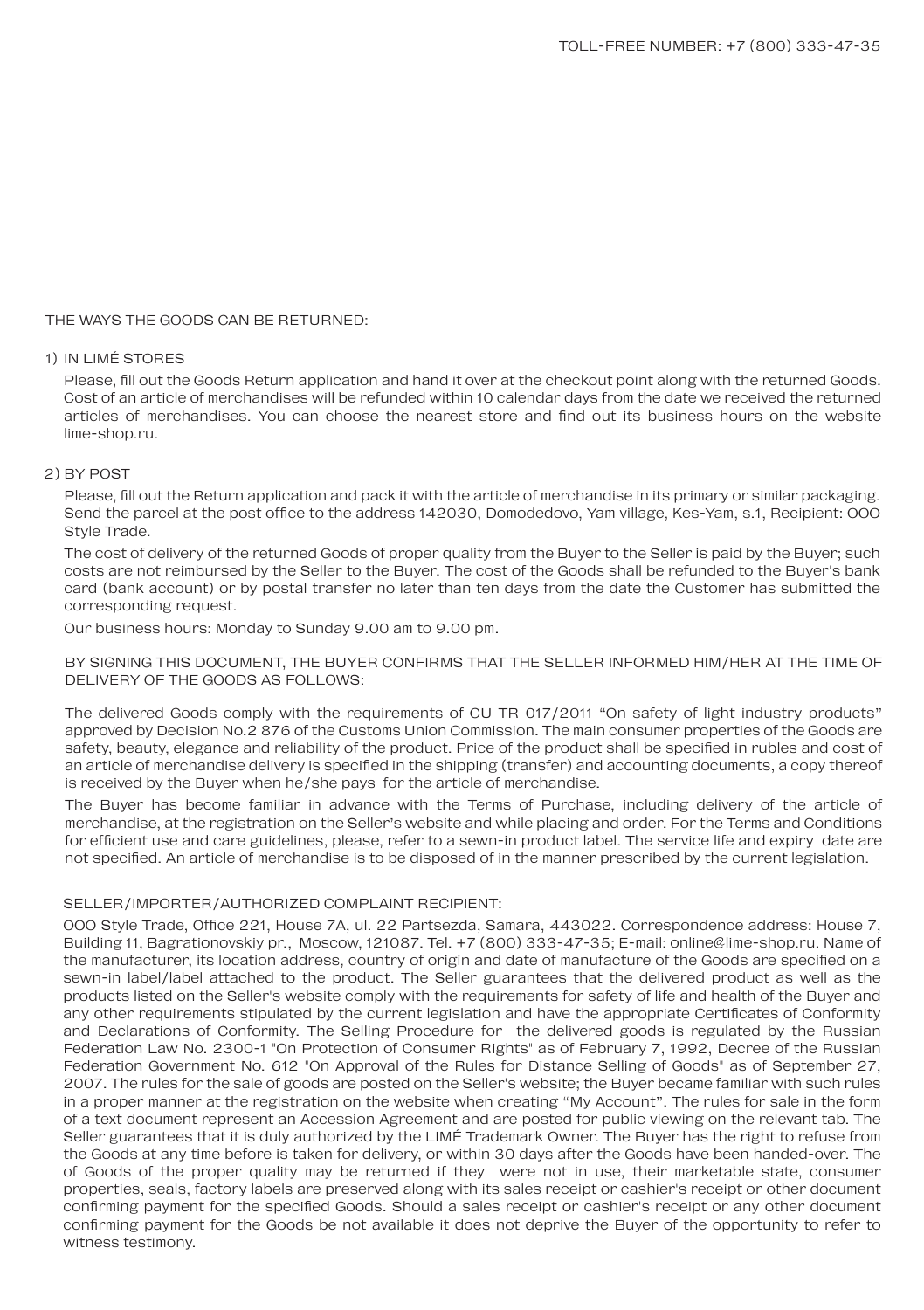TOLL-FREE NUMBER: +7 (800) 333-47-35

THE WAYS THE GOODS CAN BE RETURNED:

1) IN LIMÉ STORES

Please, fill out the Goods Return application and hand it over at the checkout point along with the returned Goods. Cost of an article of merchandises will be refunded within 10 calendar days from the date we received the returned articles of merchandises. You can choose the nearest store and find out its business hours on the website lime-shop.ru.

2) BY POST

Please, fill out the Return application and pack it with the article of merchandise in its primary or similar packaging. Send the parcel at the post office to the address 142030, Domodedovo, Yam village, Kes-Yam, s.1, Recipient: OOO Style Trade.

The cost of delivery of the returned Goods of proper quality from the Buyer to the Seller is paid by the Buyer; such costs are not reimbursed by the Seller to the Buyer. The cost of the Goods shall be refunded to the Buyer's bank card (bank account) or by postal transfer no later than ten days from the date the Customer has submitted the corresponding request.

Our business hours: Monday to Sunday 9.00 am to 9.00 pm.

BY SIGNING THIS DOCUMENT, THE BUYER CONFIRMS THAT THE SELLER INFORMED HIM/HER AT THE TIME OF DELIVERY OF THE GOODS AS FOLLOWS:

The delivered Goods comply with the requirements of CU TR 017/2011 "On safety of light industry products" approved by Decision No.2 876 of the Customs Union Commission. The main consumer properties of the Goods are safety, beauty, elegance and reliability of the product. Price of the product shall be specified in rubles and cost of an article of merchandise delivery is specified in the shipping (transfer) and accounting documents, a copy thereof is received by the Buyer when he/she pays for the article of merchandise.

The Buyer has become familiar in advance with the Terms of Purchase, including delivery of the article of merchandise, at the registration on the Seller's website and while placing and order. For the Terms and Conditions for efficient use and care guidelines, please, refer to a sewn-in product label. The service life and expiry date are not specified. An article of merchandise is to be disposed of in the manner prescribed by the current legislation.

SELLER/IMPORTER/AUTHORIZED COMPLAINT RECIPIENT:

OOO Style Trade, Office 221, House 7A, ul. 22 Partsezda, Samara, 443022. Correspondence address: House 7, Building 11, Bagrationovskiy pr., Moscow, 121087. Tel. +7 (800) 333-47-35; E-mail: online@lime-shop.ru. Name of the manufacturer, its location address, country of origin and date of manufacture of the Goods are specified on a sewn-in label/label attached to the product. The Seller guarantees that the delivered product as well as the products listed on the Seller's website comply with the requirements for safety of life and health of the Buyer and any other requirements stipulated by the current legislation and have the appropriate Certificates of Conformity and Declarations of Conformity. The Selling Procedure for the delivered goods is regulated by the Russian Federation Law No. 2300-1 "On Protection of Consumer Rights" as of February 7, 1992, Decree of the Russian Federation Government No. 612 "On Approval of the Rules for Distance Selling of Goods" as of September 27, 2007. The rules for the sale of goods are posted on the Seller's website; the Buyer became familiar with such rules in a proper manner at the registration on the website when creating "My Account". The rules for sale in the form of a text document represent an Accession Agreement and are posted for public viewing on the relevant tab. The Seller guarantees that it is duly authorized by the LIMÉ Trademark Owner. The Buyer has the right to refuse from the Goods at any time before is taken for delivery, or within 30 days after the Goods have been handed-over. The of Goods of the proper quality may be returned if they were not in use, their marketable state, consumer properties, seals, factory labels are preserved along with its sales receipt or cashier's receipt or other document confirming payment for the specified Goods. Should a sales receipt or cashier's receipt or any other document confirming payment for the Goods be not available it does not deprive the Buyer of the opportunity to refer to witness testimony.